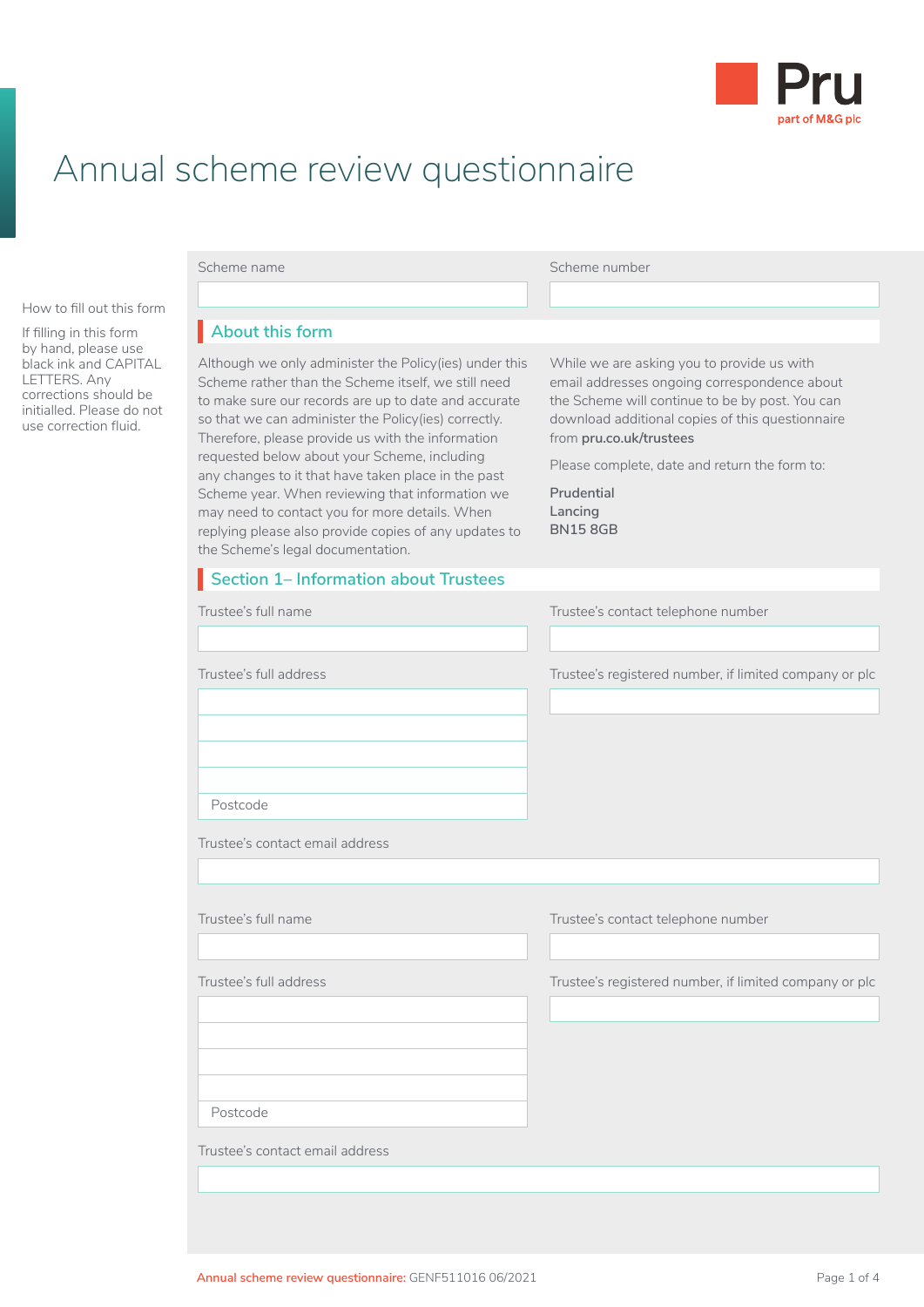Pru
part of M&G plc

# Annual scheme review questionnaire

**How to fill out this form**

If filling in this form by hand, please use black ink and CAPITAL LETTERS. Any corrections should be initialled. Please do not use correction fluid.

Scheme name

Scheme number

## About this form

Although we only administer the Policy(ies) under this Scheme rather than the Scheme itself, we still need to make sure our records are up to date and accurate so that we can administer the Policy(ies) correctly. Therefore, please provide us with the information requested below about your Scheme, including any changes to it that have taken place in the past Scheme year. When reviewing that information we may need to contact you for more details. When replying please also provide copies of any updates to the Scheme's legal documentation.

While we are asking you to provide us with email addresses ongoing correspondence about the Scheme will continue to be by post. You can download additional copies of this questionnaire from **pru.co.uk/trustees**

Please complete, date and return the form to:

**Prudential**
**Lancing**
**BN15 8GB**

## Section 1– Information about Trustees

Trustee's full name

Trustee's contact telephone number

Trustee's full address

Postcode

Trustee's registered number, if limited company or plc

Trustee's contact email address

Trustee's full name

Trustee's contact telephone number

Trustee's full address

Postcode

Trustee's registered number, if limited company or plc

Trustee's contact email address

Annual scheme review questionnaire: GENF511016 06/2021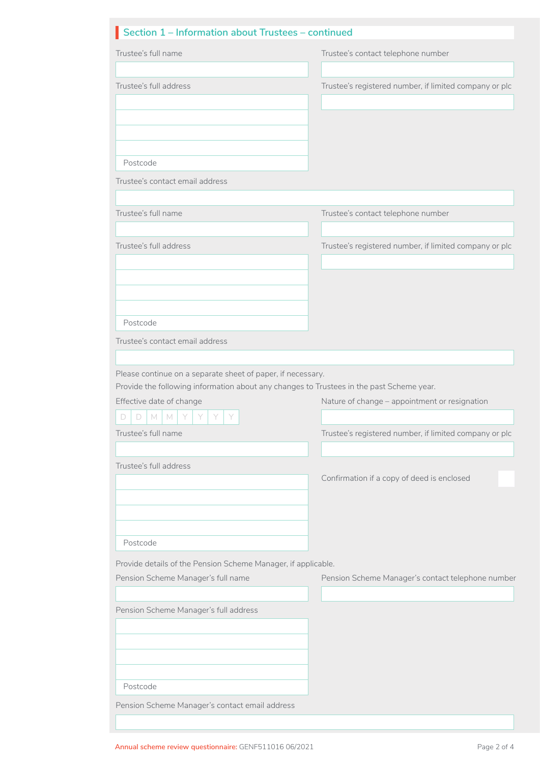## Section 1 – Information about Trustees – continued

Trustee's full name

Trustee's contact telephone number

Trustee's full address

Trustee's registered number, if limited company or plc

Postcode

Trustee's contact email address

Trustee's full name

Trustee's contact telephone number

Trustee's full address

Trustee's registered number, if limited company or plc

Postcode

Trustee's contact email address

Please continue on a separate sheet of paper, if necessary.

Provide the following information about any changes to Trustees in the past Scheme year.

Effective date of change

D D M M Y Y Y Y

Nature of change – appointment or resignation

Trustee's full name

Trustee's registered number, if limited company or plc

Trustee's full address

Confirmation if a copy of deed is enclosed

Postcode

Provide details of the Pension Scheme Manager, if applicable.

Pension Scheme Manager's full name

Pension Scheme Manager's contact telephone number

Pension Scheme Manager's full address

Postcode

Pension Scheme Manager's contact email address

Annual scheme review questionnaire: GENF511016 06/2021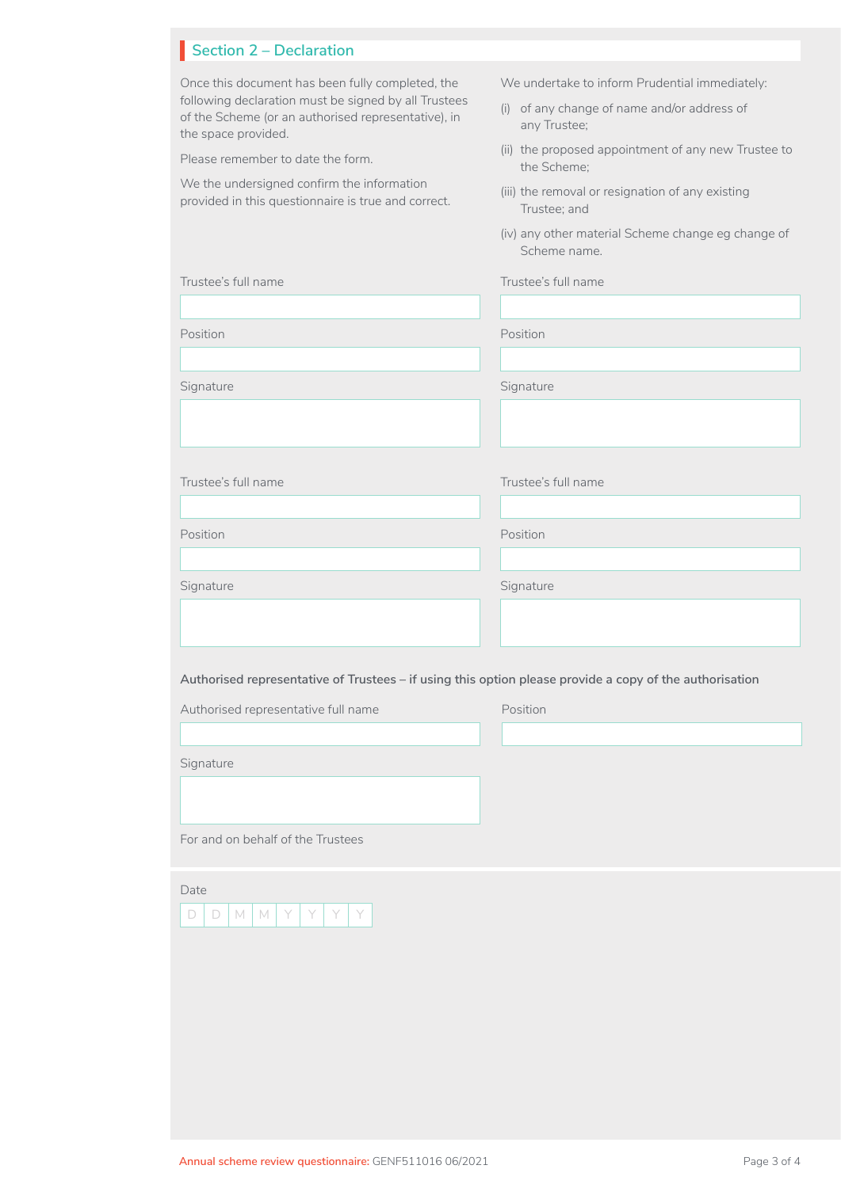## Section 2 – Declaration

Once this document has been fully completed, the following declaration must be signed by all Trustees of the Scheme (or an authorised representative), in the space provided.

Please remember to date the form.

We the undersigned confirm the information provided in this questionnaire is true and correct.

We undertake to inform Prudential immediately:

(i) of any change of name and/or address of any Trustee;

(ii) the proposed appointment of any new Trustee to the Scheme;

(iii) the removal or resignation of any existing Trustee; and

(iv) any other material Scheme change eg change of Scheme name.

Trustee's full name

Position

Signature

Trustee's full name

Position

Signature

Trustee's full name

Position

Signature

Trustee's full name

Position

Signature

**Authorised representative of Trustees – if using this option please provide a copy of the authorisation**

Authorised representative full name

Position

Signature

For and on behalf of the Trustees

Date

| D | D | M | M | Y | Y | Y | Y |
|---|---|---|---|---|---|---|---|

Annual scheme review questionnaire: GENF511016 06/2021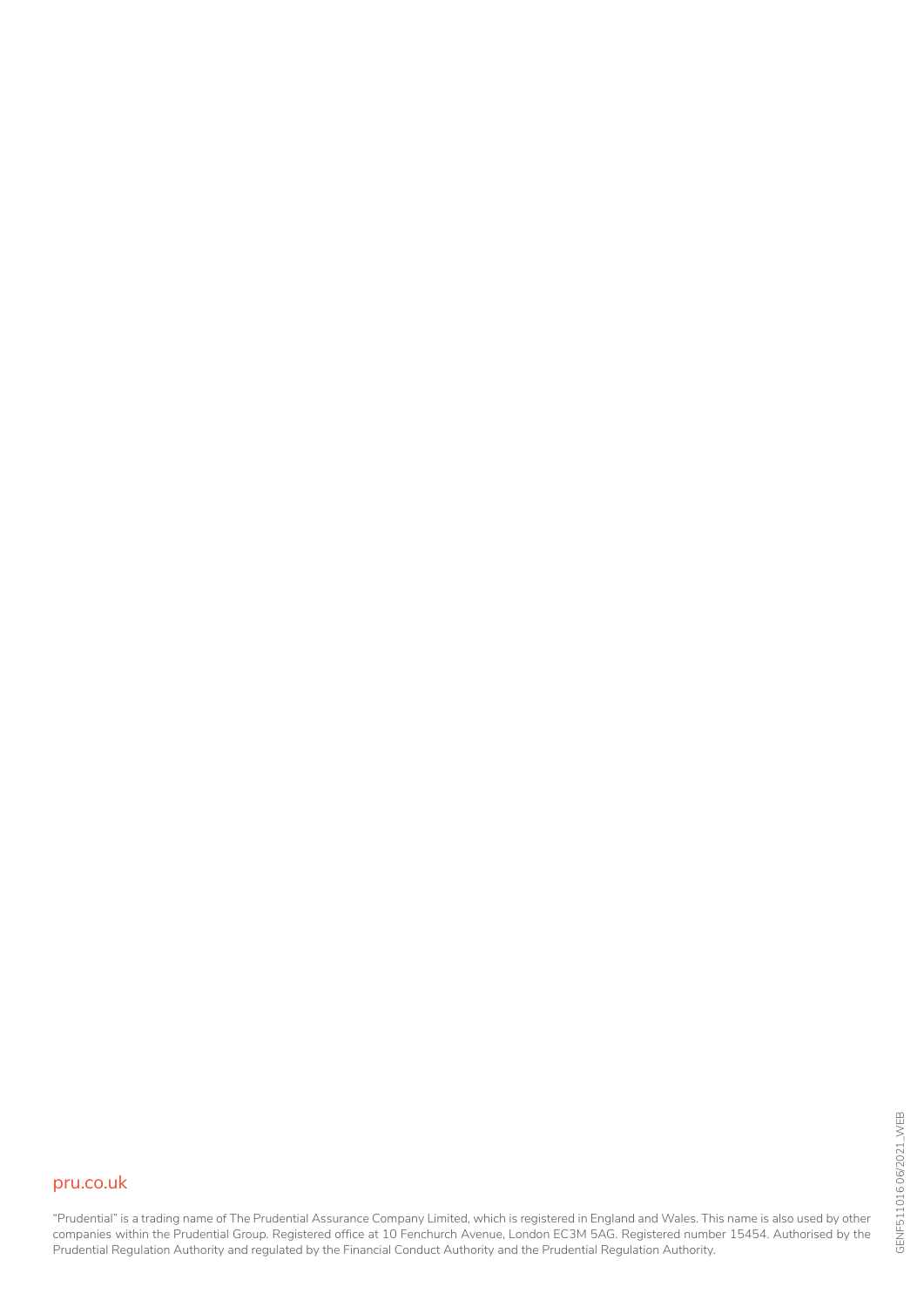pru.co.uk

"Prudential" is a trading name of The Prudential Assurance Company Limited, which is registered in England and Wales. This name is also used by other companies within the Prudential Group. Registered office at 10 Fenchurch Avenue, London EC3M 5AG. Registered number 15454. Authorised by the Prudential Regulation Authority and regulated by the Financial Conduct Authority and the Prudential Regulation Authority.

GENF511016 06/2021_WEB